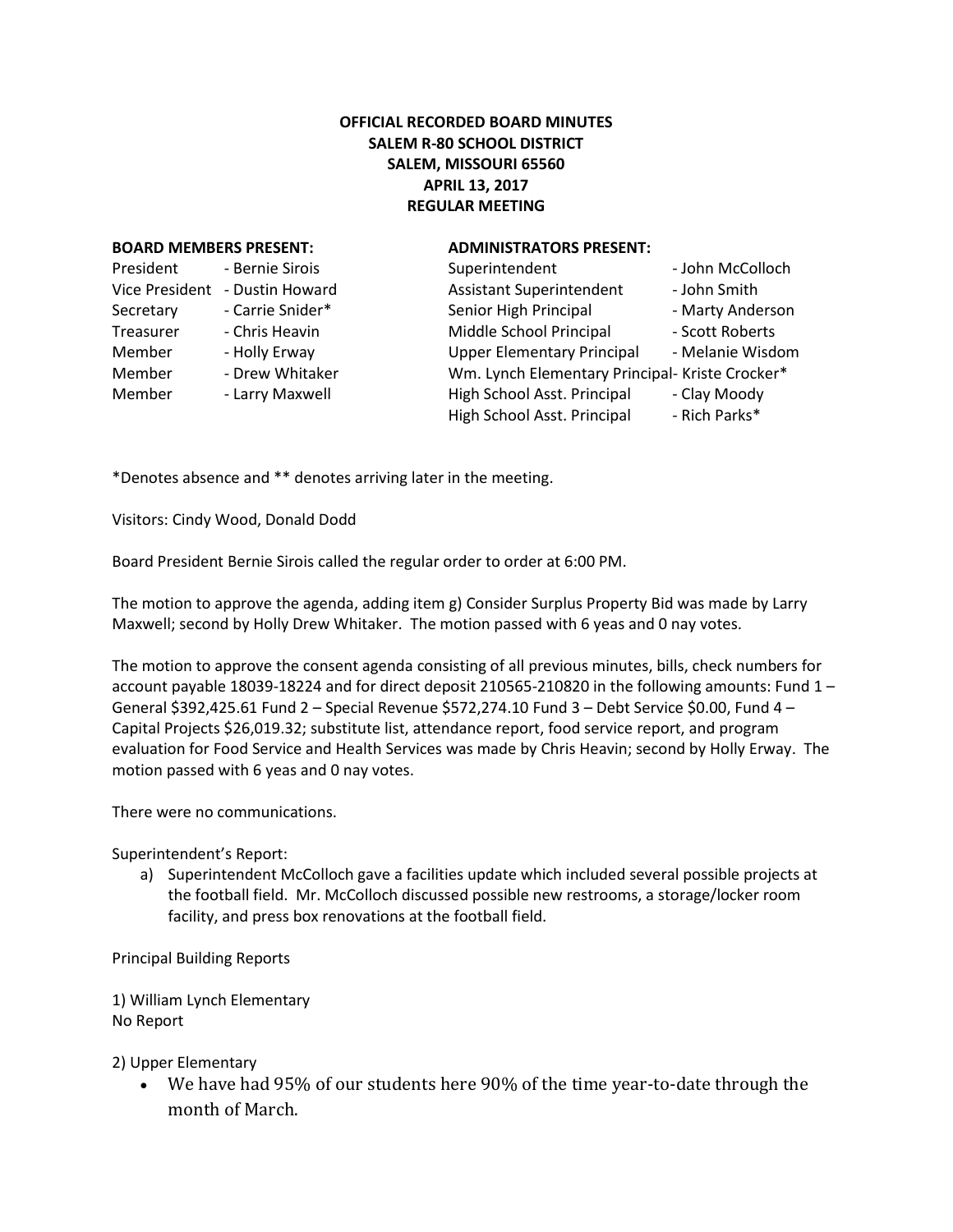**OFFICIAL RECORDED BOARD MINUTES**
**SALEM R-80 SCHOOL DISTRICT**
**SALEM, MISSOURI 65560**
**APRIL 13, 2017**
**REGULAR MEETING**

**BOARD MEMBERS PRESENT:**

| | |
|---|---|
| President | - Bernie Sirois |
| Vice President | - Dustin Howard |
| Secretary | - Carrie Snider* |
| Treasurer | - Chris Heavin |
| Member | - Holly Erway |
| Member | - Drew Whitaker |
| Member | - Larry Maxwell |

**ADMINISTRATORS PRESENT:**

| | |
|---|---|
| Superintendent | - John McColloch |
| Assistant Superintendent | - John Smith |
| Senior High Principal | - Marty Anderson |
| Middle School Principal | - Scott Roberts |
| Upper Elementary Principal | - Melanie Wisdom |
| Wm. Lynch Elementary Principal | - Kriste Crocker* |
| High School Asst. Principal | - Clay Moody |
| High School Asst. Principal | - Rich Parks* |

*Denotes absence and ** denotes arriving later in the meeting.

Visitors: Cindy Wood, Donald Dodd

Board President Bernie Sirois called the regular order to order at 6:00 PM.

The motion to approve the agenda, adding item g) Consider Surplus Property Bid was made by Larry Maxwell; second by Holly Drew Whitaker. The motion passed with 6 yeas and 0 nay votes.

The motion to approve the consent agenda consisting of all previous minutes, bills, check numbers for account payable 18039-18224 and for direct deposit 210565-210820 in the following amounts: Fund 1 – General $392,425.61 Fund 2 – Special Revenue $572,274.10 Fund 3 – Debt Service $0.00, Fund 4 – Capital Projects $26,019.32; substitute list, attendance report, food service report, and program evaluation for Food Service and Health Services was made by Chris Heavin; second by Holly Erway. The motion passed with 6 yeas and 0 nay votes.

There were no communications.

Superintendent's Report:

a) Superintendent McColloch gave a facilities update which included several possible projects at the football field. Mr. McColloch discussed possible new restrooms, a storage/locker room facility, and press box renovations at the football field.

Principal Building Reports

1) William Lynch Elementary
No Report

2) Upper Elementary

- We have had 95% of our students here 90% of the time year-to-date through the month of March.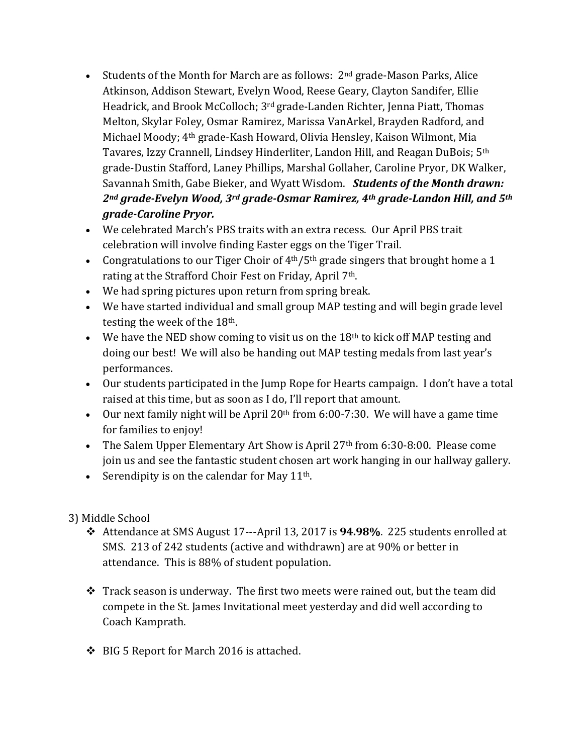- Students of the Month for March are as follows: 2nd grade-Mason Parks, Alice Atkinson, Addison Stewart, Evelyn Wood, Reese Geary, Clayton Sandifer, Ellie Headrick, and Brook McColloch; 3rd grade-Landen Richter, Jenna Piatt, Thomas Melton, Skylar Foley, Osmar Ramirez, Marissa VanArkel, Brayden Radford, and Michael Moody; 4th grade-Kash Howard, Olivia Hensley, Kaison Wilmont, Mia Tavares, Izzy Crannell, Lindsey Hinderliter, Landon Hill, and Reagan DuBois; 5th grade-Dustin Stafford, Laney Phillips, Marshal Gollaher, Caroline Pryor, DK Walker, Savannah Smith, Gabe Bieker, and Wyatt Wisdom. ***Students of the Month drawn: 2nd grade-Evelyn Wood, 3rd grade-Osmar Ramirez, 4th grade-Landon Hill, and 5th grade-Caroline Pryor.***
- We celebrated March's PBS traits with an extra recess. Our April PBS trait celebration will involve finding Easter eggs on the Tiger Trail.
- Congratulations to our Tiger Choir of 4th/5th grade singers that brought home a 1 rating at the Strafford Choir Fest on Friday, April 7th.
- We had spring pictures upon return from spring break.
- We have started individual and small group MAP testing and will begin grade level testing the week of the 18th.
- We have the NED show coming to visit us on the 18th to kick off MAP testing and doing our best! We will also be handing out MAP testing medals from last year's performances.
- Our students participated in the Jump Rope for Hearts campaign. I don't have a total raised at this time, but as soon as I do, I'll report that amount.
- Our next family night will be April 20th from 6:00-7:30. We will have a game time for families to enjoy!
- The Salem Upper Elementary Art Show is April 27th from 6:30-8:00. Please come join us and see the fantastic student chosen art work hanging in our hallway gallery.
- Serendipity is on the calendar for May 11th.

3) Middle School

- Attendance at SMS August 17---April 13, 2017 is **94.98%**. 225 students enrolled at SMS. 213 of 242 students (active and withdrawn) are at 90% or better in attendance. This is 88% of student population.

- Track season is underway. The first two meets were rained out, but the team did compete in the St. James Invitational meet yesterday and did well according to Coach Kamprath.

- BIG 5 Report for March 2016 is attached.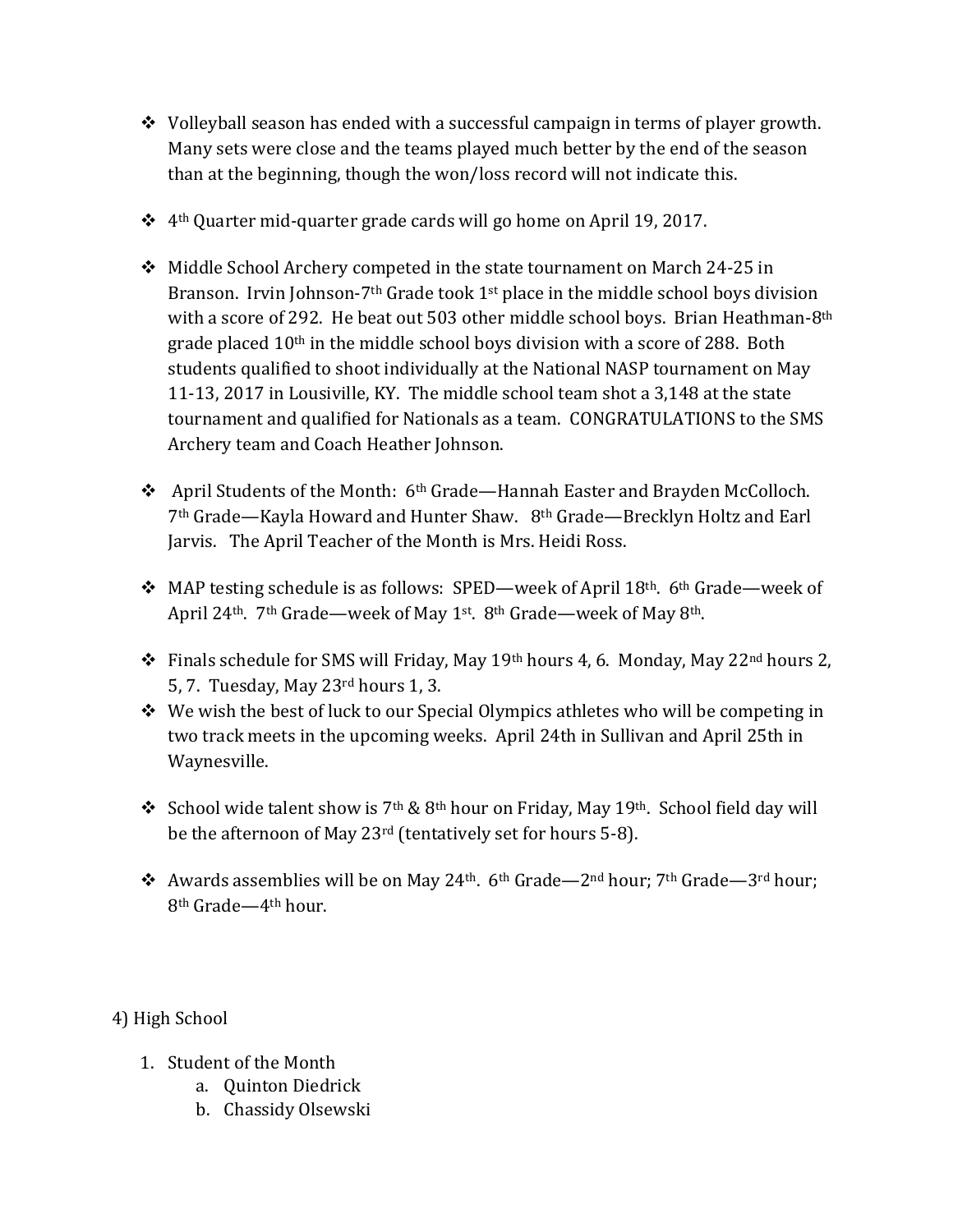- Volleyball season has ended with a successful campaign in terms of player growth. Many sets were close and the teams played much better by the end of the season than at the beginning, though the won/loss record will not indicate this.

- 4th Quarter mid-quarter grade cards will go home on April 19, 2017.

- Middle School Archery competed in the state tournament on March 24-25 in Branson. Irvin Johnson-7th Grade took 1st place in the middle school boys division with a score of 292. He beat out 503 other middle school boys. Brian Heathman-8th grade placed 10th in the middle school boys division with a score of 288. Both students qualified to shoot individually at the National NASP tournament on May 11-13, 2017 in Lousiville, KY. The middle school team shot a 3,148 at the state tournament and qualified for Nationals as a team. CONGRATULATIONS to the SMS Archery team and Coach Heather Johnson.

- April Students of the Month: 6th Grade—Hannah Easter and Brayden McColloch. 7th Grade—Kayla Howard and Hunter Shaw. 8th Grade—Brecklyn Holtz and Earl Jarvis. The April Teacher of the Month is Mrs. Heidi Ross.

- MAP testing schedule is as follows: SPED—week of April 18th. 6th Grade—week of April 24th. 7th Grade—week of May 1st. 8th Grade—week of May 8th.

- Finals schedule for SMS will Friday, May 19th hours 4, 6. Monday, May 22nd hours 2, 5, 7. Tuesday, May 23rd hours 1, 3.
- We wish the best of luck to our Special Olympics athletes who will be competing in two track meets in the upcoming weeks. April 24th in Sullivan and April 25th in Waynesville.

- School wide talent show is 7th & 8th hour on Friday, May 19th. School field day will be the afternoon of May 23rd (tentatively set for hours 5-8).

- Awards assemblies will be on May 24th. 6th Grade—2nd hour; 7th Grade—3rd hour; 8th Grade—4th hour.

4) High School

1. Student of the Month
   a. Quinton Diedrick
   b. Chassidy Olsewski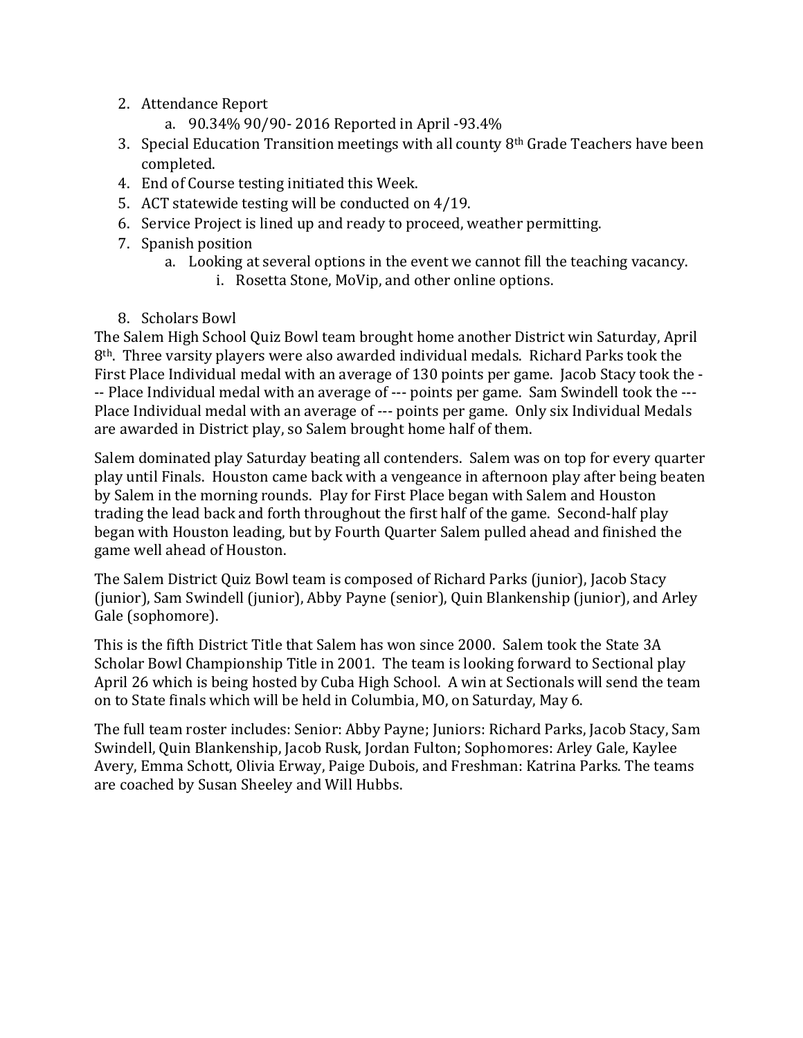2. Attendance Report
    a. 90.34% 90/90- 2016 Reported in April -93.4%
3. Special Education Transition meetings with all county 8th Grade Teachers have been completed.
4. End of Course testing initiated this Week.
5. ACT statewide testing will be conducted on 4/19.
6. Service Project is lined up and ready to proceed, weather permitting.
7. Spanish position
    a. Looking at several options in the event we cannot fill the teaching vacancy.
        i. Rosetta Stone, MoVip, and other online options.

8. Scholars Bowl

The Salem High School Quiz Bowl team brought home another District win Saturday, April 8th. Three varsity players were also awarded individual medals. Richard Parks took the First Place Individual medal with an average of 130 points per game. Jacob Stacy took the --- Place Individual medal with an average of --- points per game. Sam Swindell took the --- Place Individual medal with an average of --- points per game. Only six Individual Medals are awarded in District play, so Salem brought home half of them.

Salem dominated play Saturday beating all contenders. Salem was on top for every quarter play until Finals. Houston came back with a vengeance in afternoon play after being beaten by Salem in the morning rounds. Play for First Place began with Salem and Houston trading the lead back and forth throughout the first half of the game. Second-half play began with Houston leading, but by Fourth Quarter Salem pulled ahead and finished the game well ahead of Houston.

The Salem District Quiz Bowl team is composed of Richard Parks (junior), Jacob Stacy (junior), Sam Swindell (junior), Abby Payne (senior), Quin Blankenship (junior), and Arley Gale (sophomore).

This is the fifth District Title that Salem has won since 2000. Salem took the State 3A Scholar Bowl Championship Title in 2001. The team is looking forward to Sectional play April 26 which is being hosted by Cuba High School. A win at Sectionals will send the team on to State finals which will be held in Columbia, MO, on Saturday, May 6.

The full team roster includes: Senior: Abby Payne; Juniors: Richard Parks, Jacob Stacy, Sam Swindell, Quin Blankenship, Jacob Rusk, Jordan Fulton; Sophomores: Arley Gale, Kaylee Avery, Emma Schott, Olivia Erway, Paige Dubois, and Freshman: Katrina Parks. The teams are coached by Susan Sheeley and Will Hubbs.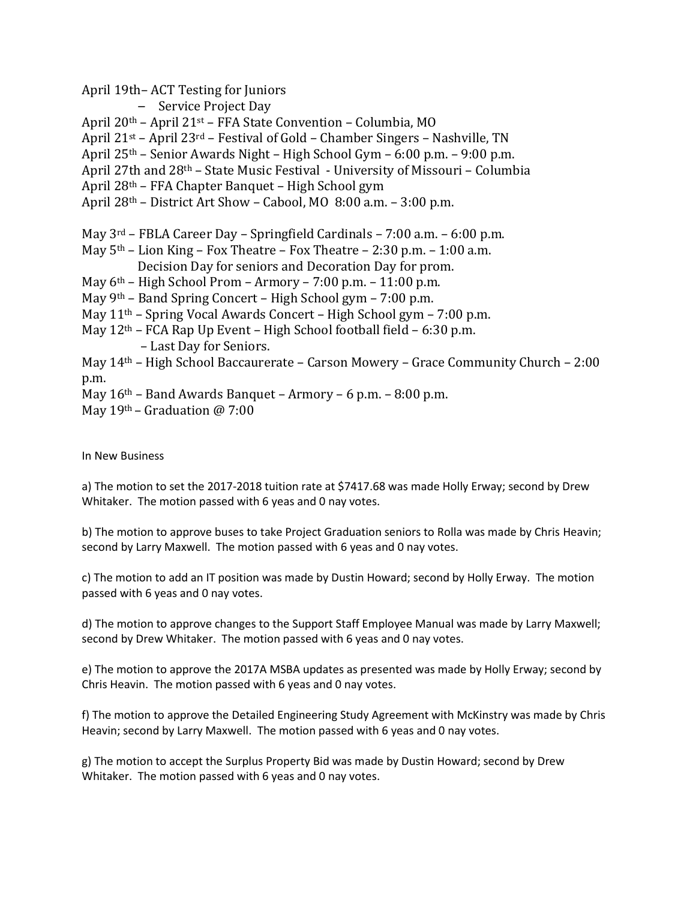April 19th– ACT Testing for Juniors
– Service Project Day
April 20th – April 21st – FFA State Convention – Columbia, MO
April 21st – April 23rd – Festival of Gold – Chamber Singers – Nashville, TN
April 25th – Senior Awards Night – High School Gym – 6:00 p.m. – 9:00 p.m.
April 27th and 28th – State Music Festival - University of Missouri – Columbia
April 28th – FFA Chapter Banquet – High School gym
April 28th – District Art Show – Cabool, MO 8:00 a.m. – 3:00 p.m.

May 3rd – FBLA Career Day – Springfield Cardinals – 7:00 a.m. – 6:00 p.m.
May 5th – Lion King – Fox Theatre – Fox Theatre – 2:30 p.m. – 1:00 a.m.
Decision Day for seniors and Decoration Day for prom.
May 6th – High School Prom – Armory – 7:00 p.m. – 11:00 p.m.
May 9th – Band Spring Concert – High School gym – 7:00 p.m.
May 11th – Spring Vocal Awards Concert – High School gym – 7:00 p.m.
May 12th – FCA Rap Up Event – High School football field – 6:30 p.m.
– Last Day for Seniors.
May 14th – High School Baccaurerate – Carson Mowery – Grace Community Church – 2:00 p.m.
May 16th – Band Awards Banquet – Armory – 6 p.m. – 8:00 p.m.
May 19th – Graduation @ 7:00

In New Business

a) The motion to set the 2017-2018 tuition rate at $7417.68 was made Holly Erway; second by Drew Whitaker. The motion passed with 6 yeas and 0 nay votes.

b) The motion to approve buses to take Project Graduation seniors to Rolla was made by Chris Heavin; second by Larry Maxwell. The motion passed with 6 yeas and 0 nay votes.

c) The motion to add an IT position was made by Dustin Howard; second by Holly Erway. The motion passed with 6 yeas and 0 nay votes.

d) The motion to approve changes to the Support Staff Employee Manual was made by Larry Maxwell; second by Drew Whitaker. The motion passed with 6 yeas and 0 nay votes.

e) The motion to approve the 2017A MSBA updates as presented was made by Holly Erway; second by Chris Heavin. The motion passed with 6 yeas and 0 nay votes.

f) The motion to approve the Detailed Engineering Study Agreement with McKinstry was made by Chris Heavin; second by Larry Maxwell. The motion passed with 6 yeas and 0 nay votes.

g) The motion to accept the Surplus Property Bid was made by Dustin Howard; second by Drew Whitaker. The motion passed with 6 yeas and 0 nay votes.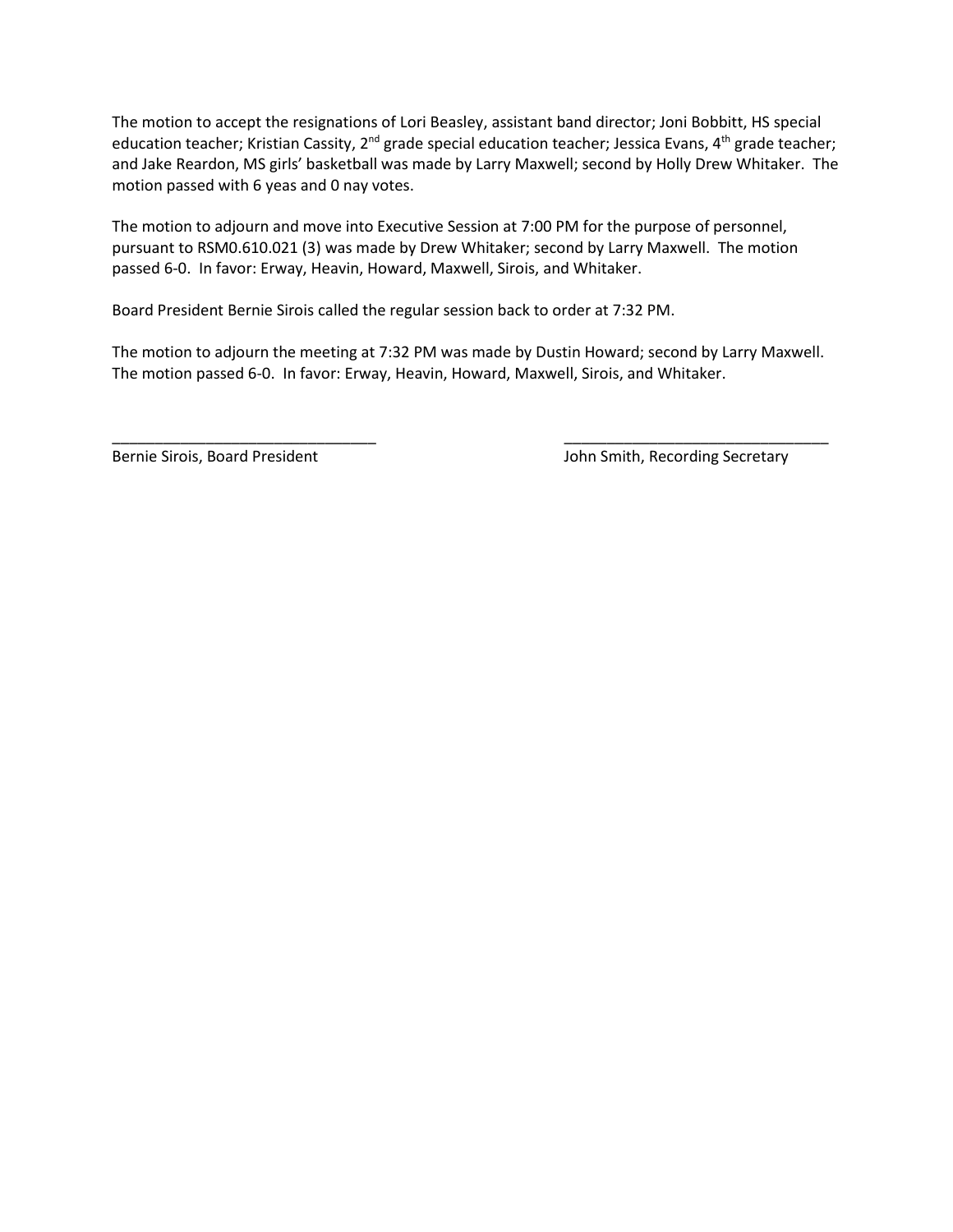The motion to accept the resignations of Lori Beasley, assistant band director; Joni Bobbitt, HS special education teacher; Kristian Cassity, 2nd grade special education teacher; Jessica Evans, 4th grade teacher; and Jake Reardon, MS girls' basketball was made by Larry Maxwell; second by Holly Drew Whitaker. The motion passed with 6 yeas and 0 nay votes.

The motion to adjourn and move into Executive Session at 7:00 PM for the purpose of personnel, pursuant to RSM0.610.021 (3) was made by Drew Whitaker; second by Larry Maxwell. The motion passed 6-0. In favor: Erway, Heavin, Howard, Maxwell, Sirois, and Whitaker.

Board President Bernie Sirois called the regular session back to order at 7:32 PM.

The motion to adjourn the meeting at 7:32 PM was made by Dustin Howard; second by Larry Maxwell. The motion passed 6-0. In favor: Erway, Heavin, Howard, Maxwell, Sirois, and Whitaker.

_______________________________ _______________________________

Bernie Sirois, Board President John Smith, Recording Secretary